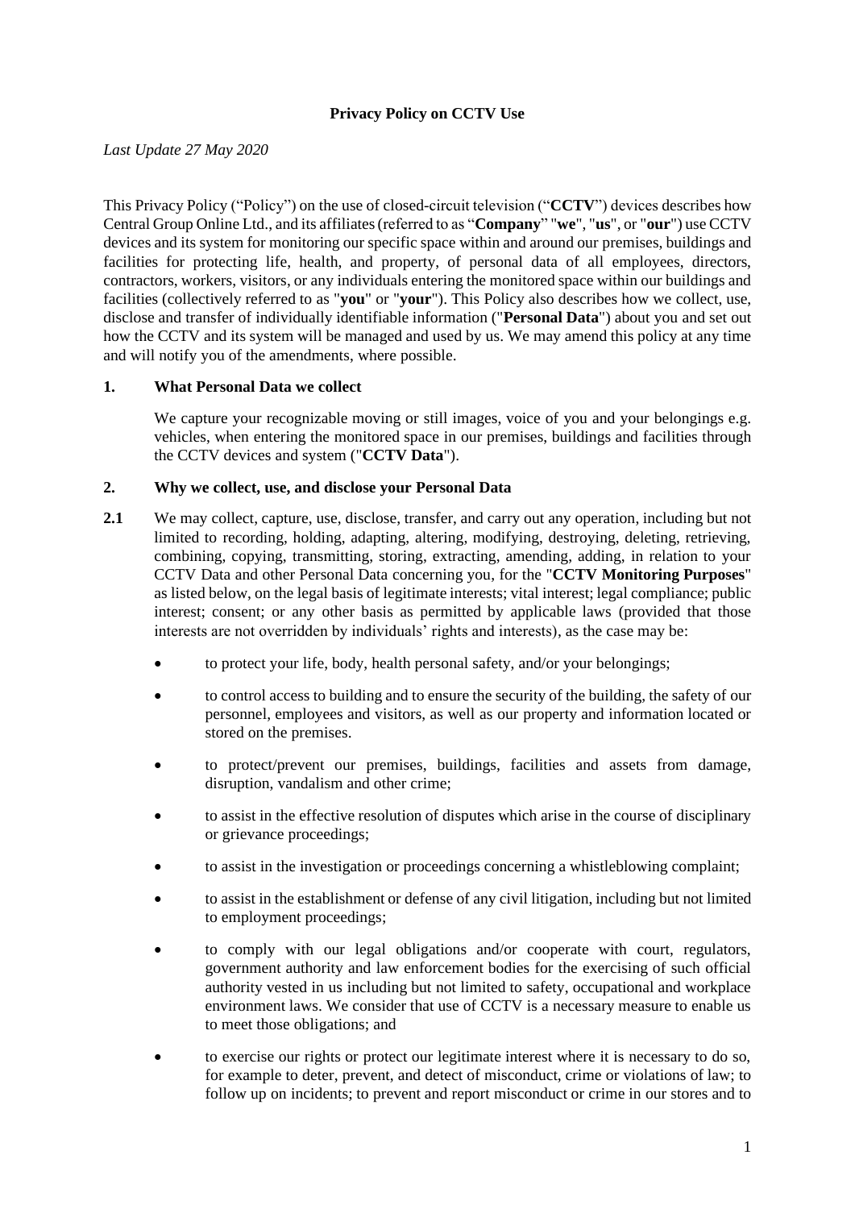**Privacy Policy on CCTV Use**

*Last Update 27 May 2020*

This Privacy Policy ("Policy") on the use of closed-circuit television ("**CCTV**") devices describes how Central Group Online Ltd., and its affiliates (referred to as "**Company**" "**we**", "**us**", or "**our**") use CCTV devices and its system for monitoring our specific space within and around our premises, buildings and facilities for protecting life, health, and property, of personal data of all employees, directors, contractors, workers, visitors, or any individuals entering the monitored space within our buildings and facilities (collectively referred to as "**you**" or "**your**"). This Policy also describes how we collect, use, disclose and transfer of individually identifiable information ("**Personal Data**") about you and set out how the CCTV and its system will be managed and used by us. We may amend this policy at any time and will notify you of the amendments, where possible.

## 1. What Personal Data we collect

We capture your recognizable moving or still images, voice of you and your belongings e.g. vehicles, when entering the monitored space in our premises, buildings and facilities through the CCTV devices and system ("**CCTV Data**").

## 2. Why we collect, use, and disclose your Personal Data

**2.1** We may collect, capture, use, disclose, transfer, and carry out any operation, including but not limited to recording, holding, adapting, altering, modifying, destroying, deleting, retrieving, combining, copying, transmitting, storing, extracting, amending, adding, in relation to your CCTV Data and other Personal Data concerning you, for the "**CCTV Monitoring Purposes**" as listed below, on the legal basis of legitimate interests; vital interest; legal compliance; public interest; consent; or any other basis as permitted by applicable laws (provided that those interests are not overridden by individuals' rights and interests), as the case may be:

- to protect your life, body, health personal safety, and/or your belongings;
- to control access to building and to ensure the security of the building, the safety of our personnel, employees and visitors, as well as our property and information located or stored on the premises.
- to protect/prevent our premises, buildings, facilities and assets from damage, disruption, vandalism and other crime;
- to assist in the effective resolution of disputes which arise in the course of disciplinary or grievance proceedings;
- to assist in the investigation or proceedings concerning a whistleblowing complaint;
- to assist in the establishment or defense of any civil litigation, including but not limited to employment proceedings;
- to comply with our legal obligations and/or cooperate with court, regulators, government authority and law enforcement bodies for the exercising of such official authority vested in us including but not limited to safety, occupational and workplace environment laws. We consider that use of CCTV is a necessary measure to enable us to meet those obligations; and
- to exercise our rights or protect our legitimate interest where it is necessary to do so, for example to deter, prevent, and detect of misconduct, crime or violations of law; to follow up on incidents; to prevent and report misconduct or crime in our stores and to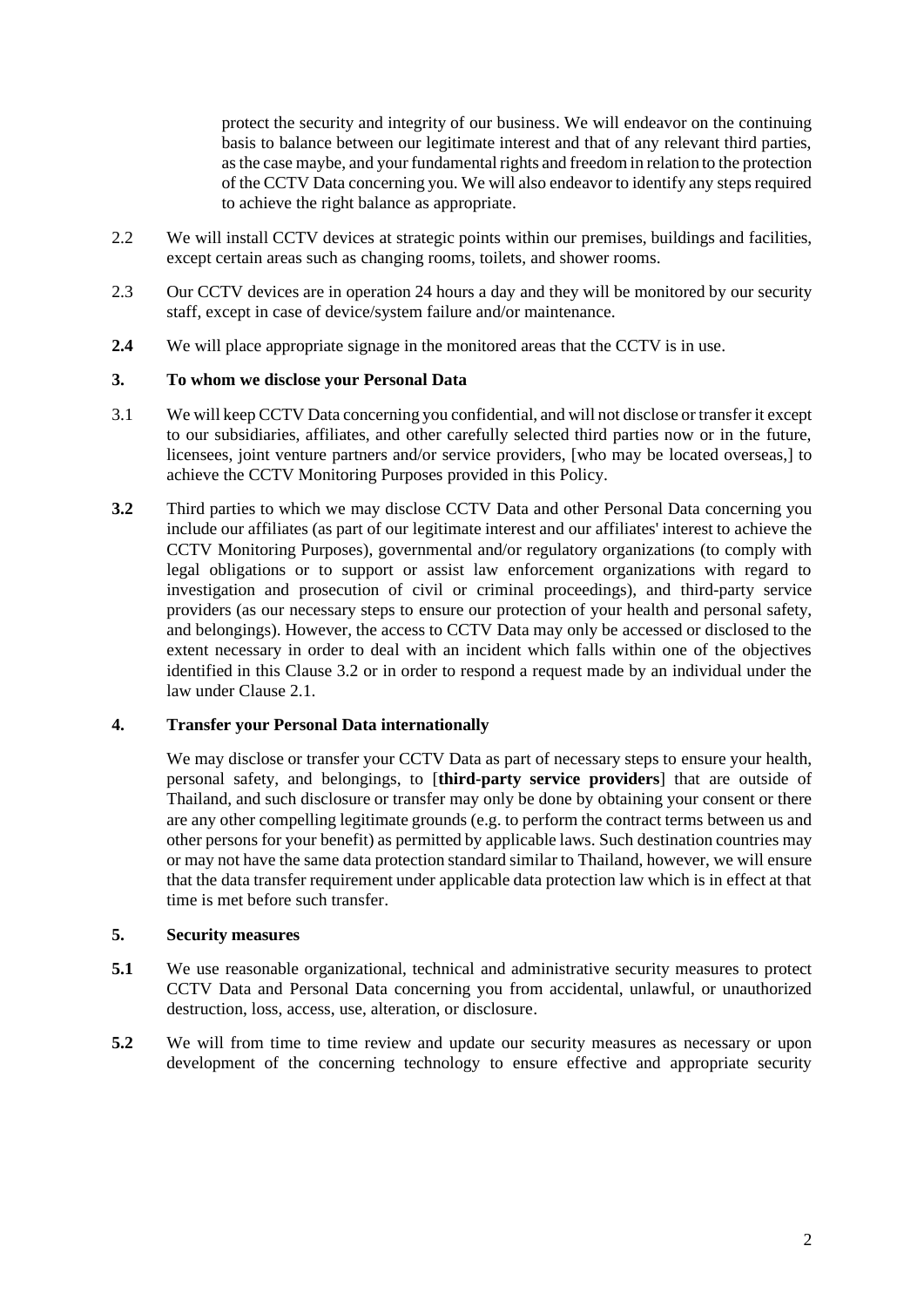protect the security and integrity of our business. We will endeavor on the continuing basis to balance between our legitimate interest and that of any relevant third parties, as the case maybe, and your fundamental rights and freedom in relation to the protection of the CCTV Data concerning you. We will also endeavor to identify any steps required to achieve the right balance as appropriate.

2.2 We will install CCTV devices at strategic points within our premises, buildings and facilities, except certain areas such as changing rooms, toilets, and shower rooms.

2.3 Our CCTV devices are in operation 24 hours a day and they will be monitored by our security staff, except in case of device/system failure and/or maintenance.

**2.4** We will place appropriate signage in the monitored areas that the CCTV is in use.

### 3. To whom we disclose your Personal Data

3.1 We will keep CCTV Data concerning you confidential, and will not disclose or transfer it except to our subsidiaries, affiliates, and other carefully selected third parties now or in the future, licensees, joint venture partners and/or service providers, [who may be located overseas,] to achieve the CCTV Monitoring Purposes provided in this Policy.

**3.2** Third parties to which we may disclose CCTV Data and other Personal Data concerning you include our affiliates (as part of our legitimate interest and our affiliates' interest to achieve the CCTV Monitoring Purposes), governmental and/or regulatory organizations (to comply with legal obligations or to support or assist law enforcement organizations with regard to investigation and prosecution of civil or criminal proceedings), and third-party service providers (as our necessary steps to ensure our protection of your health and personal safety, and belongings). However, the access to CCTV Data may only be accessed or disclosed to the extent necessary in order to deal with an incident which falls within one of the objectives identified in this Clause 3.2 or in order to respond a request made by an individual under the law under Clause 2.1.

### 4. Transfer your Personal Data internationally

We may disclose or transfer your CCTV Data as part of necessary steps to ensure your health, personal safety, and belongings, to [**third-party service providers**] that are outside of Thailand, and such disclosure or transfer may only be done by obtaining your consent or there are any other compelling legitimate grounds (e.g. to perform the contract terms between us and other persons for your benefit) as permitted by applicable laws. Such destination countries may or may not have the same data protection standard similar to Thailand, however, we will ensure that the data transfer requirement under applicable data protection law which is in effect at that time is met before such transfer.

### 5. Security measures

**5.1** We use reasonable organizational, technical and administrative security measures to protect CCTV Data and Personal Data concerning you from accidental, unlawful, or unauthorized destruction, loss, access, use, alteration, or disclosure.

**5.2** We will from time to time review and update our security measures as necessary or upon development of the concerning technology to ensure effective and appropriate security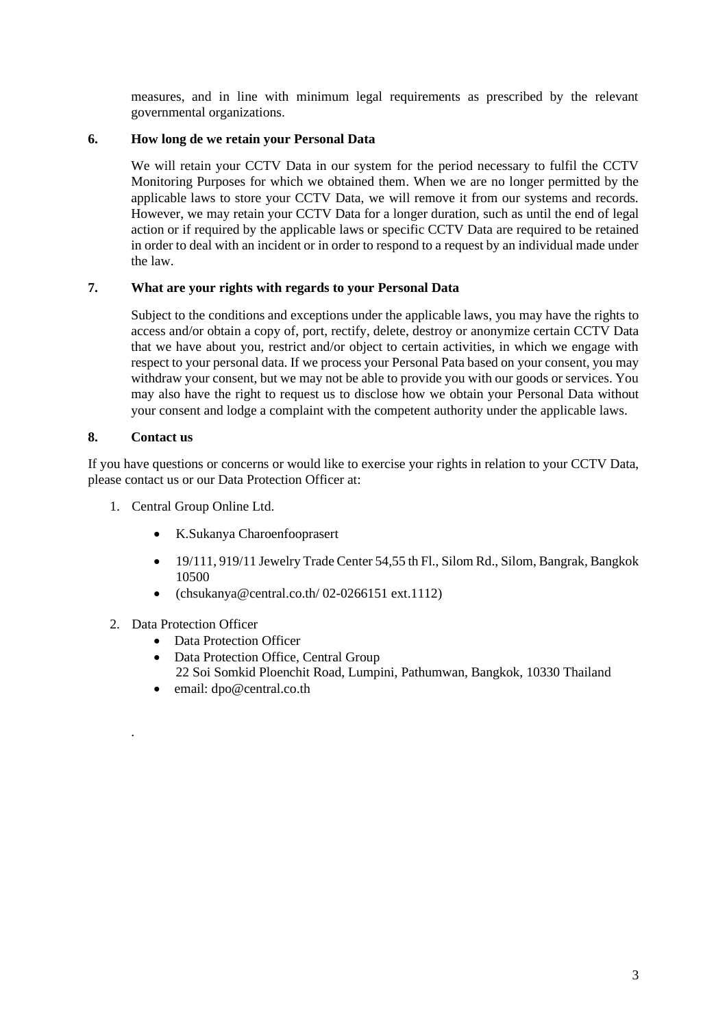measures, and in line with minimum legal requirements as prescribed by the relevant governmental organizations.

## 6. How long de we retain your Personal Data

We will retain your CCTV Data in our system for the period necessary to fulfil the CCTV Monitoring Purposes for which we obtained them. When we are no longer permitted by the applicable laws to store your CCTV Data, we will remove it from our systems and records. However, we may retain your CCTV Data for a longer duration, such as until the end of legal action or if required by the applicable laws or specific CCTV Data are required to be retained in order to deal with an incident or in order to respond to a request by an individual made under the law.

## 7. What are your rights with regards to your Personal Data

Subject to the conditions and exceptions under the applicable laws, you may have the rights to access and/or obtain a copy of, port, rectify, delete, destroy or anonymize certain CCTV Data that we have about you, restrict and/or object to certain activities, in which we engage with respect to your personal data. If we process your Personal Pata based on your consent, you may withdraw your consent, but we may not be able to provide you with our goods or services. You may also have the right to request us to disclose how we obtain your Personal Data without your consent and lodge a complaint with the competent authority under the applicable laws.

## 8. Contact us

If you have questions or concerns or would like to exercise your rights in relation to your CCTV Data, please contact us or our Data Protection Officer at:

1. Central Group Online Ltd.
   - K.Sukanya Charoenfooprasert
   - 19/111, 919/11 Jewelry Trade Center 54,55 th Fl., Silom Rd., Silom, Bangrak, Bangkok 10500
   - (chsukanya@central.co.th/ 02-0266151 ext.1112)
2. Data Protection Officer
   - Data Protection Officer
   - Data Protection Office, Central Group  
     22 Soi Somkid Ploenchit Road, Lumpini, Pathumwan, Bangkok, 10330 Thailand
   - email: dpo@central.co.th

.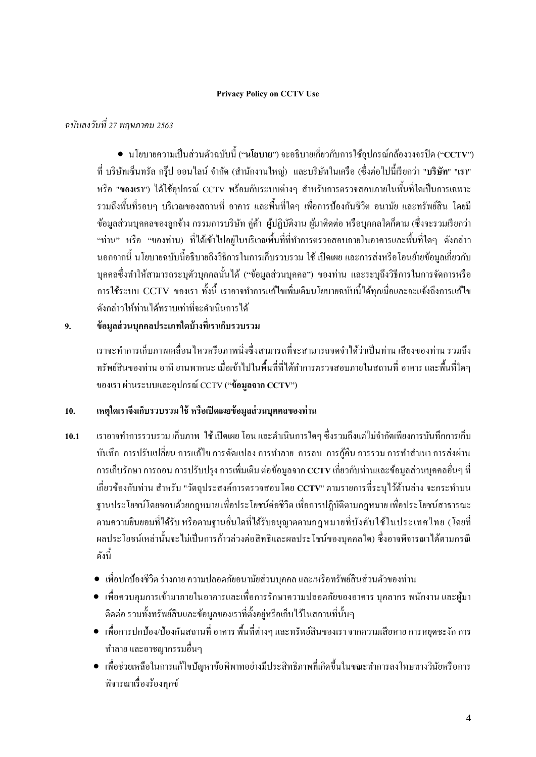**Privacy Policy on CCTV Use**

*ฉบับลงวันที่ 27 พฤษภาคม 2563*

- นโยบายความเป็นส่วนตัวฉบับนี้ ("**นโยบาย**") จะอธิบายเกี่ยวกับการใช้อุปกรณ์กล้องวงจรปิด ("**CCTV**") ที่ บริษัทเซ็นทรัล กรุ๊ป ออนไลน์ จำกัด (สำนักงานใหญ่) และบริษัทในเครือ (ซึ่งต่อไปนี้เรียกว่า "**บริษัท**" "**เรา**" หรือ "**ของเรา**") ได้ใช้อุปกรณ์ CCTV พร้อมกับระบบต่างๆ สำหรับการตรวจสอบภายในพื้นที่ใดเป็นการเฉพาะ รวมถึงพื้นที่รอบๆ บริเวณของสถานที่ อาคาร และพื้นที่ใดๆ เพื่อการป้องกันชีวิต อนามัย และทรัพย์สิน โดยมีข้อมูลส่วนบุคคลของลูกจ้าง กรรมการบริษัท คู่ค้า ผู้ปฏิบัติงาน ผู้มาติดต่อ หรือบุคคลใดก็ตาม (ซึ่งจะรวมเรียกว่า "ท่าน" หรือ "ของท่าน") ที่ได้เข้าไปอยู่ในบริเวณพื้นที่ที่ทำการตรวจสอบภายในอาคารและพื้นที่ใดๆ ดังกล่าว นอกจากนี้ นโยบายฉบับนี้อธิบายถึงวิธีการในการเก็บรวบรวม ใช้ เปิดเผย และการส่งหรือโอนย้ายข้อมูลเกี่ยวกับบุคคลซึ่งทำให้สามารถระบุตัวบุคคลนั้นได้ ("ข้อมูลส่วนบุคคล") ของท่าน และระบุถึงวิธีการในการจัดการหรือการใช้ระบบ CCTV ของเรา ทั้งนี้ เราอาจทำการแก้ไขเพิ่มเติมนโยบายฉบับนี้ได้ทุกเมื่อและจะแจ้งถึงการแก้ไขดังกล่าวให้ท่านได้ทราบเท่าที่จะดำเนินการได้

## 9. ข้อมูลส่วนบุคคลประเภทใดบ้างที่เราเก็บรวบรวม

เราจะทำการเก็บภาพเคลื่อนไหวหรือภาพนิ่งซึ่งสามารถที่จะสามารถจดจำได้ว่าเป็นท่าน เสียงของท่าน รวมถึงทรัพย์สินของท่าน อาทิ ยานพาหนะ เมื่อเข้าไปในพื้นที่ที่ได้ทำการตรวจสอบภายในสถานที่ อาคาร และพื้นที่ใดๆ ของเรา ผ่านระบบและอุปกรณ์ CCTV ("**ข้อมูลจาก CCTV**")

## 10. เหตุใดเราจึงเก็บรวบรวม ใช้ หรือเปิดเผยข้อมูลส่วนบุคคลของท่าน

**10.1** เราอาจทำการรวบรวม เก็บภาพ ใช้ เปิดเผย โอน และดำเนินการใดๆ ซึ่งรวมถึงแต่ไม่จำกัดเพียงการบันทึกการเก็บบันทึก การปรับเปลี่ยน การแก้ไข การดัดแปลง การทำลาย การลบ การกู้คืน การรวม การทำสำเนา การส่งผ่าน การเก็บรักษา การถอน การปรับปรุง การเพิ่มเติม ต่อข้อมูลจาก **CCTV** เกี่ยวกับท่านและข้อมูลส่วนบุคคลอื่นๆ ที่เกี่ยวข้องกับท่าน สำหรับ "วัตถุประสงค์การตรวจสอบโดย **CCTV**" ตามรายการที่ระบุไว้ด้านล่าง จะกระทำบนฐานประโยชน์โดยชอบด้วยกฎหมาย เพื่อประโยชน์ต่อชีวิต เพื่อการปฏิบัติตามกฎหมาย เพื่อประโยชน์สาธารณะ ตามความยินยอมที่ได้รับ หรือตามฐานอื่นใดที่ได้รับอนุญาตตามกฎหมายที่บังคับใช้ในประเทศไทย (โดยที่ผลประโยชน์เหล่านั้นจะไม่เป็นการก้าวล่วงต่อสิทธิและผลประโยชน์ของบุคคลใด) ซึ่งอาจพิจารณาได้ตามกรณีดังนี้

- เพื่อปกป้องชีวิต ร่างกาย ความปลอดภัยอนามัยส่วนบุคคล และ/หรือทรัพย์สินส่วนตัวของท่าน
- เพื่อควบคุมการเข้ามาภายในอาคารและเพื่อการรักษาความปลอดภัยของอาคาร บุคลากร พนักงาน และผู้มาติดต่อ รวมทั้งทรัพย์สินและข้อมูลของเราที่ตั้งอยู่หรือเก็บไว้ในสถานที่นั้นๆ
- เพื่อการปกป้อง/ป้องกันสถานที่ อาคาร พื้นที่ต่างๆ และทรัพย์สินของเรา จากความเสียหาย การหยุดชะงัก การทำลาย และอาชญากรรมอื่นๆ
- เพื่อช่วยเหลือในการแก้ไขปัญหาข้อพิพาทอย่างมีประสิทธิภาพที่เกิดขึ้นในขณะทำการลงโทษทางวินัยหรือการพิจารณาเรื่องร้องทุกข์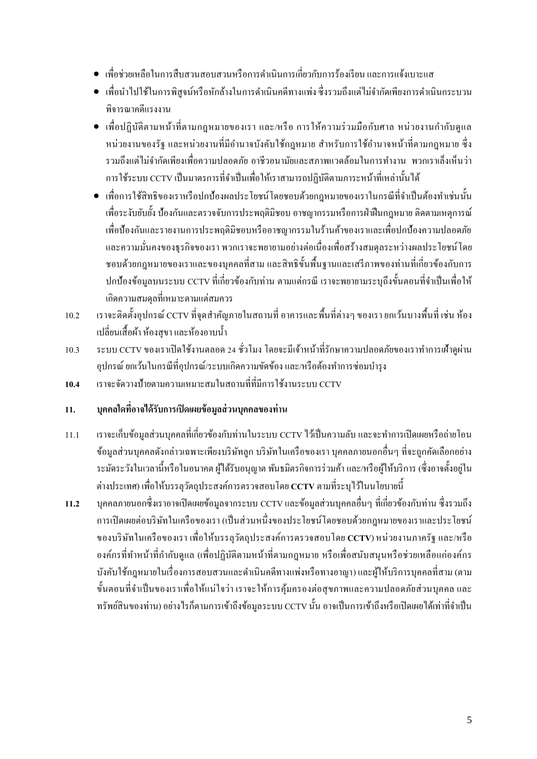- เพื่อช่วยเหลือในการสืบสวนสอบสวนหรือการดำเนินการเกี่ยวกับการร้องเรียน และการแจ้งเบาะแส
- เพื่อนำไปใช้ในการพิสูจน์หรือหักล้างในการดำเนินคดีทางแพ่ง ซึ่งรวมถึงแต่ไม่จำกัดเพียงการดำเนินกระบวนพิจารณาคดีแรงงาน
- เพื่อปฏิบัติตามหน้าที่ตามกฎหมายของเรา และ/หรือ การให้ความร่วมมือกับศาล หน่วยงานกำกับดูแล หน่วยงานของรัฐ และหน่วยงานที่มีอำนาจบังคับใช้กฎหมาย สำหรับการใช้อำนาจหน้าที่ตามกฎหมาย ซึ่งรวมถึงแต่ไม่จำกัดเพียงเพื่อความปลอดภัย อาชีวอนามัยและสภาพแวดล้อมในการทำงาน พวกเราเล็งเห็นว่าการใช้ระบบ CCTV เป็นมาตรการที่จำเป็นเพื่อให้เราสามารถปฏิบัติตามภาระหน้าที่เหล่านั้นได้
- เพื่อการใช้สิทธิของเราหรือปกป้องผลประโยชน์โดยชอบด้วยกฎหมายของเราในกรณีที่จำเป็นต้องทำเช่นนั้น เพื่อระงับยับยั้ง ป้องกันและตรวจจับการประพฤติมิชอบ อาชญากรรมหรือการฝ่าฝืนกฎหมาย ติดตามเหตุการณ์ เพื่อป้องกันและรายงานการประพฤติมิชอบหรืออาชญากรรมในร้านค้าของเราและเพื่อปกป้องความปลอดภัยและความมั่นคงของธุรกิจของเรา พวกเราจะพยายามอย่างต่อเนื่องเพื่อสร้างสมดุลระหว่างผลประโยชน์โดยชอบด้วยกฎหมายของเราและของบุคคลที่สาม และสิทธิขั้นพื้นฐานและเสรีภาพของท่านที่เกี่ยวข้องกับการปกป้องข้อมูลบนระบบ CCTV ที่เกี่ยวข้องกับท่าน ตามแต่กรณี เราจะพยายามระบุถึงขั้นตอนที่จำเป็นเพื่อให้เกิดความสมดุลที่เหมาะสมตามแต่สมควร

10.2 เราจะติดตั้งอุปกรณ์ CCTV ที่จุดสำคัญภายในสถานที่ อาคารและพื้นที่ต่างๆ ของเรา ยกเว้นบางพื้นที่ เช่น ห้องเปลี่ยนเสื้อผ้า ห้องสุขา และห้องอาบน้ำ

10.3 ระบบ CCTV ของเราเปิดใช้งานตลอด 24 ชั่วโมง โดยจะมีเจ้าหน้าที่รักษาความปลอดภัยของเราทำการเฝ้าดูผ่านอุปกรณ์ ยกเว้นในกรณีที่อุปกรณ์/ระบบเกิดความขัดข้อง และ/หรือต้องทำการซ่อมบำรุง

**10.4** เราจะจัดวางป้ายตามความเหมาะสมในสถานที่ที่มีการใช้งานระบบ CCTV

## 11. บุคคลใดที่อาจได้รับการเปิดเผยข้อมูลส่วนบุคคลของท่าน

11.1 เราจะเก็บข้อมูลส่วนบุคคลที่เกี่ยวข้องกับท่านในระบบ CCTV ไว้เป็นความลับ และจะทำการเปิดเผยหรือถ่ายโอนข้อมูลส่วนบุคคลดังกล่าวเฉพาะเพียงบริษัทลูก บริษัทในเครือของเรา บุคคลภายนอกอื่นๆ ที่จะถูกคัดเลือกอย่างระมัดระวังในเวลานี้หรือในอนาคต ผู้ได้รับอนุญาต พันธมิตรกิจการร่วมค้า และ/หรือผู้ให้บริการ (ซึ่งอาจตั้งอยู่ในต่างประเทศ) เพื่อให้บรรลุวัตถุประสงค์การตรวจสอบโดย **CCTV** ตามที่ระบุไว้ในนโยบายนี้

**11.2** บุคคลภายนอกซึ่งเราอาจเปิดเผยข้อมูลจากระบบ CCTV และข้อมูลส่วนบุคคลอื่นๆ ที่เกี่ยวข้องกับท่าน ซึ่งรวมถึงการเปิดเผยต่อบริษัทในเครือของเรา (เป็นส่วนหนึ่งของประโยชน์โดยชอบด้วยกฎหมายของเราและประโยชน์ของบริษัทในเครือของเรา เพื่อให้บรรลุวัตถุประสงค์การตรวจสอบโดย **CCTV**) หน่วยงานภาครัฐ และ/หรือองค์กรที่ทำหน้าที่กำกับดูแล (เพื่อปฏิบัติตามหน้าที่ตามกฎหมาย หรือเพื่อสนับสนุนหรือช่วยเหลือแก่องค์กรบังคับใช้กฎหมายในเรื่องการสอบสวนและดำเนินคดีทางแพ่งหรือทางอาญา) และผู้ให้บริการบุคคลที่สาม (ตามขั้นตอนที่จำเป็นของเราเพื่อให้แน่ใจว่า เราจะให้การคุ้มครองต่อสุขภาพและความปลอดภัยส่วนบุคคล และทรัพย์สินของท่าน) อย่างไรก็ตามการเข้าถึงข้อมูลระบบ CCTV นั้น อาจเป็นการเข้าถึงหรือเปิดเผยได้เท่าที่จำเป็น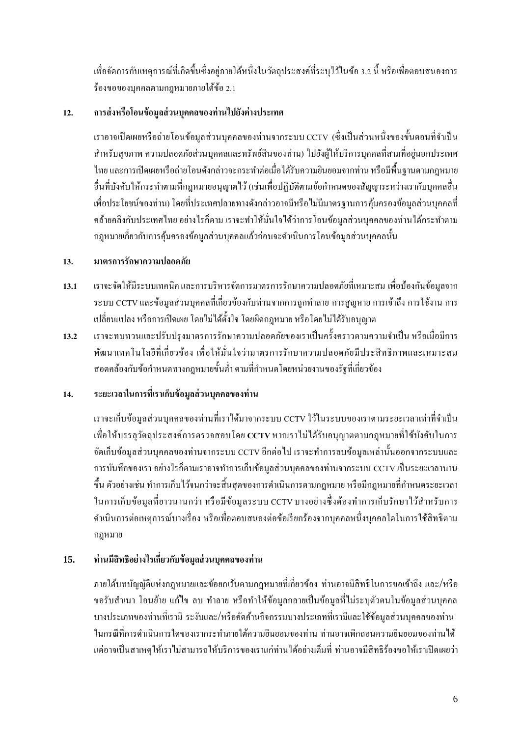เพื่อจัดการกับเหตุการณ์ที่เกิดขึ้นซึ่งอยู่ภายใต้หนึ่งในวัตถุประสงค์ที่ระบุไว้ในข้อ 3.2 นี้ หรือเพื่อตอบสนองการร้องขอของบุคคลตามกฎหมายภายใต้ข้อ 2.1

## 12. การส่งหรือโอนข้อมูลส่วนบุคคลของท่านไปยังต่างประเทศ

เราอาจเปิดเผยหรือถ่ายโอนข้อมูลส่วนบุคคลของท่านจากระบบ CCTV (ซึ่งเป็นส่วนหนึ่งของขั้นตอนที่จำเป็นสำหรับสุขภาพ ความปลอดภัยส่วนบุคคลและทรัพย์สินของท่าน) ไปยังผู้ให้บริการบุคคลที่สามที่อยู่นอกประเทศไทย และการเปิดเผยหรือถ่ายโอนดังกล่าวจะกระทำต่อเมื่อได้รับความยินยอมจากท่าน หรือมีพื้นฐานตามกฎหมายอื่นที่บังคับให้กระทำตามที่กฎหมายอนุญาตไว้ (เช่นเพื่อปฏิบัติตามข้อกำหนดของสัญญาระหว่างเรากับบุคคลอื่นเพื่อประโยชน์ของท่าน) โดยที่ประเทศปลายทางดังกล่าวอาจมีหรือไม่มีมาตรฐานการคุ้มครองข้อมูลส่วนบุคคลที่คล้ายคลึงกับประเทศไทย อย่างไรก็ตาม เราจะทำให้มั่นใจได้ว่าการโอนข้อมูลส่วนบุคคลของท่านได้กระทำตามกฎหมายเกี่ยวกับการคุ้มครองข้อมูลส่วนบุคคลแล้วก่อนจะดำเนินการโอนข้อมูลส่วนบุคคลนั้น

## 13. มาตรการรักษาความปลอดภัย

**13.1** เราจะจัดให้มีระบบเทคนิค และการบริหารจัดการมาตรการรักษาความปลอดภัยที่เหมาะสม เพื่อป้องกันข้อมูลจากระบบ CCTV และข้อมูลส่วนบุคคลที่เกี่ยวข้องกับท่านจากการถูกทำลาย การสูญหาย การเข้าถึง การใช้งาน การเปลี่ยนแปลง หรือการเปิดเผย โดยไม่ได้ตั้งใจ โดยผิดกฎหมาย หรือโดยไม่ได้รับอนุญาต

**13.2** เราจะทบทวนและปรับปรุงมาตรการรักษาความปลอดภัยของเราเป็นครั้งคราวตามความจำเป็น หรือเมื่อมีการพัฒนาเทคโนโลยีที่เกี่ยวข้อง เพื่อให้มั่นใจว่ามาตรการรักษาความปลอดภัยมีประสิทธิภาพและเหมาะสมสอดคล้องกับข้อกำหนดทางกฎหมายขั้นต่ำ ตามที่กำหนดโดยหน่วยงานของรัฐที่เกี่ยวข้อง

## 14. ระยะเวลาในการที่เราเก็บข้อมูลส่วนบุคคลของท่าน

เราจะเก็บข้อมูลส่วนบุคคลของท่านที่เราได้มาจากระบบ CCTV ไว้ในระบบของเราตามระยะเวลาเท่าที่จำเป็นเพื่อให้บรรลุวัตถุประสงค์การตรวจสอบโดย **CCTV** หากเราไม่ได้รับอนุญาตตามกฎหมายที่ใช้บังคับในการจัดเก็บข้อมูลส่วนบุคคลของท่านจากระบบ CCTV อีกต่อไป เราจะทำการลบข้อมูลเหล่านั้นออกจากระบบและการบันทึกของเรา อย่างไรก็ตามเราอาจทำการเก็บข้อมูลส่วนบุคคลของท่านจากระบบ CCTV เป็นระยะเวลานานขึ้น ตัวอย่างเช่น ทำการเก็บไว้จนกว่าจะสิ้นสุดของการดำเนินการตามกฎหมาย หรือมีกฎหมายที่กำหนดระยะเวลาในการเก็บข้อมูลที่ยาวนานกว่า หรือมีข้อมูลระบบ CCTV บางอย่างซึ่งต้องทำการเก็บรักษาไว้สำหรับการดำเนินการต่อเหตุการณ์บางเรื่อง หรือเพื่อตอบสนองต่อข้อเรียกร้องจากบุคคลหนึ่งบุคคลใดในการใช้สิทธิตามกฎหมาย

## 15. ท่านมีสิทธิอย่างไรเกี่ยวกับข้อมูลส่วนบุคคลของท่าน

ภายใต้บทบัญญัติแห่งกฎหมายและข้อยกเว้นตามกฎหมายที่เกี่ยวข้อง ท่านอาจมีสิทธิในการขอเข้าถึง และ/หรือขอรับสำเนา โอนย้าย แก้ไข ลบ ทำลาย หรือทำให้ข้อมูลกลายเป็นข้อมูลที่ไม่ระบุตัวตนในข้อมูลส่วนบุคคลบางประเภทของท่านที่เรามี ระงับและ/หรือคัดค้านกิจกรรมบางประเภทที่เรามีและใช้ข้อมูลส่วนบุคคลของท่าน ในกรณีที่การดำเนินการใดของเรากระทำภายใต้ความยินยอมของท่าน ท่านอาจเพิกถอนความยินยอมของท่านได้ แต่อาจเป็นสาเหตุให้เราไม่สามารถให้บริการของเราแก่ท่านได้อย่างเต็มที่ ท่านอาจมีสิทธิร้องขอให้เราเปิดเผยว่า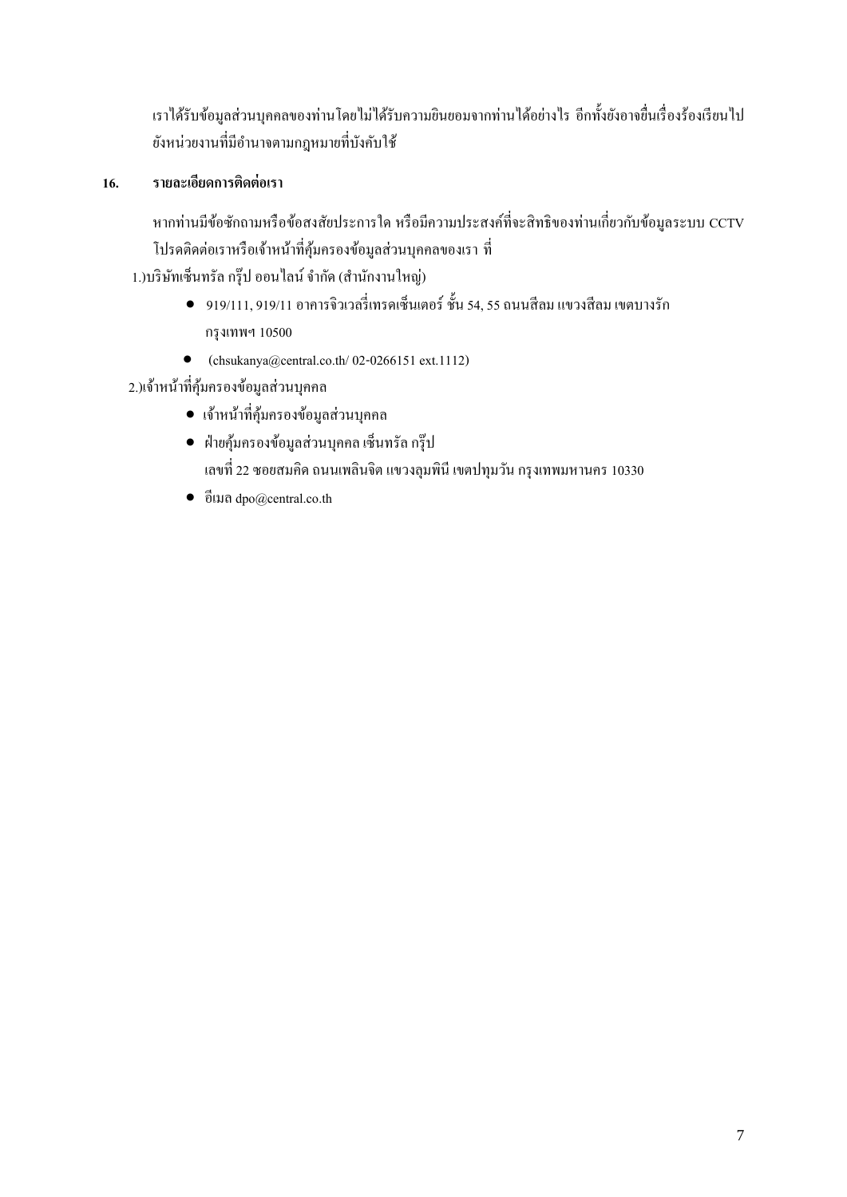เราได้รับข้อมูลส่วนบุคคลของท่านโดยไม่ได้รับความยินยอมจากท่านได้อย่างไร อีกทั้งยังอาจยื่นเรื่องร้องเรียนไปยังหน่วยงานที่มีอำนาจตามกฎหมายที่บังคับใช้

## 16. รายละเอียดการติดต่อเรา

หากท่านมีข้อซักถามหรือข้อสงสัยประการใด หรือมีความประสงค์ที่จะสิทธิของท่านเกี่ยวกับข้อมูลระบบ CCTV โปรดติดต่อเราหรือเจ้าหน้าที่คุ้มครองข้อมูลส่วนบุคคลของเรา ที่

1.)บริษัทเซ็นทรัล กรุ๊ป ออนไลน์ จำกัด (สำนักงานใหญ่)

- 919/111, 919/11 อาคารจิวเวลรี่เทรดเซ็นเตอร์ ชั้น 54, 55 ถนนสีลม แขวงสีลม เขตบางรัก กรุงเทพฯ 10500
- (chsukanya@central.co.th/ 02-0266151 ext.1112)

2.)เจ้าหน้าที่คุ้มครองข้อมูลส่วนบุคคล

- เจ้าหน้าที่คุ้มครองข้อมูลส่วนบุคคล
- ฝ่ายคุ้มครองข้อมูลส่วนบุคคล เซ็นทรัล กรุ๊ป
  เลขที่ 22 ซอยสมคิด ถนนเพลินจิต แขวงลุมพินี เขตปทุมวัน กรุงเทพมหานคร 10330
- อีเมล dpo@central.co.th